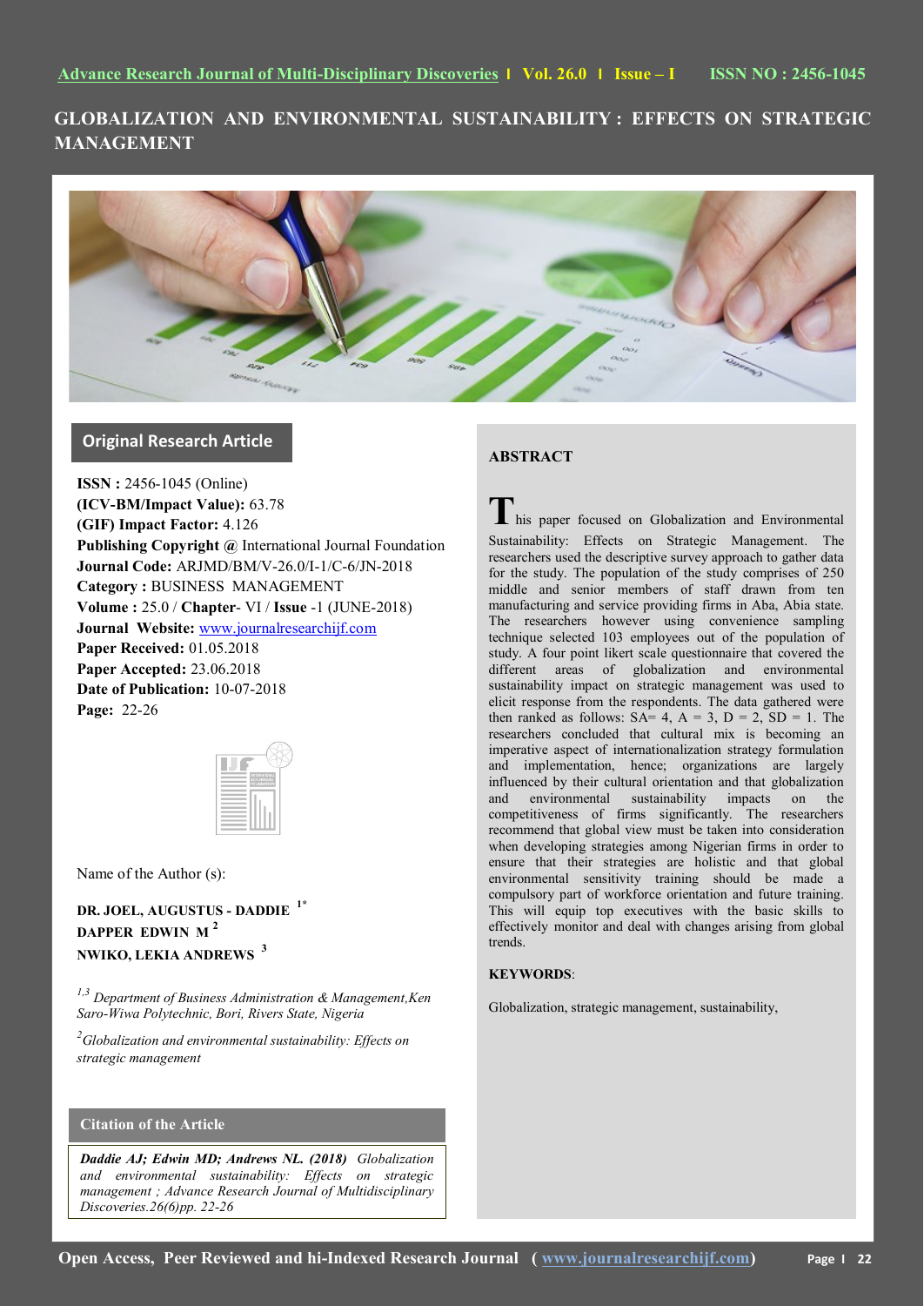# GLOBALIZATION AND ENVIRONMENTAL SUSTAINABILITY : EFFECTS ON STRATEGIC MANAGEMENT

## Original Research Article

**ISSN :** 2456-1045 (Online)
**(ICV-BM/Impact Value):** 63.78
**(GIF) Impact Factor:** 4.126
**Publishing Copyright @** International Journal Foundation
**Journal Code:** ARJMD/BM/V-26.0/I-1/C-6/JN-2018
**Category :** BUSINESS MANAGEMENT
**Volume :** 25.0 / **Chapter**- VI / **Issue** -1 (JUNE-2018)
**Journal Website:** www.journalresearchijf.com
**Paper Received:** 01.05.2018
**Paper Accepted:** 23.06.2018
**Date of Publication:** 10-07-2018
**Page:** 22-26

Name of the Author (s):

**DR. JOEL, AUGUSTUS - DADDIE** [1*]
**DAPPER EDWIN M** [2]
**NWIKO, LEKIA ANDREWS** [3]

[1,3] *Department of Business Administration & Management,Ken Saro-Wiwa Polytechnic, Bori, Rivers State, Nigeria*

[2] *Globalization and environmental sustainability: Effects on strategic management*

## Citation of the Article

***Daddie AJ; Edwin MD; Andrews NL. (2018)*** *Globalization and environmental sustainability: Effects on strategic management ; Advance Research Journal of Multidisciplinary Discoveries.26(6)pp. 22-26*

## ABSTRACT

This paper focused on Globalization and Environmental Sustainability: Effects on Strategic Management. The researchers used the descriptive survey approach to gather data for the study. The population of the study comprises of 250 middle and senior members of staff drawn from ten manufacturing and service providing firms in Aba, Abia state. The researchers however using convenience sampling technique selected 103 employees out of the population of study. A four point likert scale questionnaire that covered the different areas of globalization and environmental sustainability impact on strategic management was used to elicit response from the respondents. The data gathered were then ranked as follows: SA= 4, A = 3, D = 2, SD = 1. The researchers concluded that cultural mix is becoming an imperative aspect of internationalization strategy formulation and implementation, hence; organizations are largely influenced by their cultural orientation and that globalization and environmental sustainability impacts on the competitiveness of firms significantly. The researchers recommend that global view must be taken into consideration when developing strategies among Nigerian firms in order to ensure that their strategies are holistic and that global environmental sensitivity training should be made a compulsory part of workforce orientation and future training. This will equip top executives with the basic skills to effectively monitor and deal with changes arising from global trends.

**KEYWORDS**:

Globalization, strategic management, sustainability,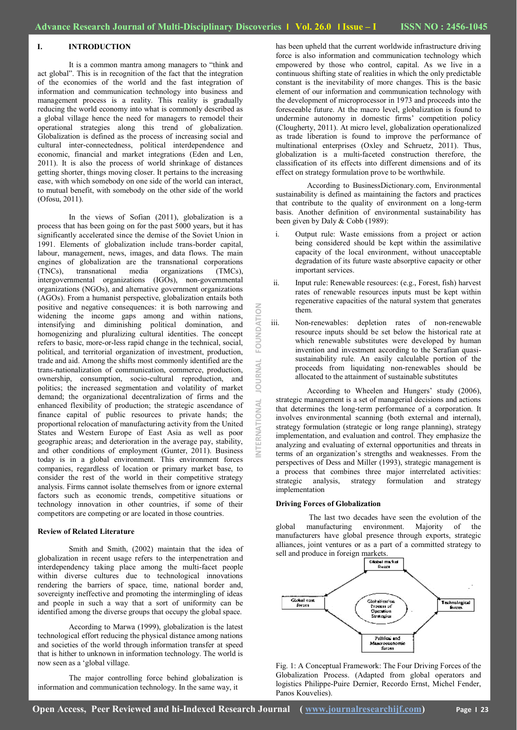## I. INTRODUCTION

It is a common mantra among managers to "think and act global". This is in recognition of the fact that the integration of the economies of the world and the fast integration of information and communication technology into business and management process is a reality. This reality is gradually reducing the world economy into what is commonly described as a global village hence the need for managers to remodel their operational strategies along this trend of globalization. Globalization is defined as the process of increasing social and cultural inter-connectedness, political interdependence and economic, financial and market integrations (Eden and Len, 2011). It is also the process of world shrinkage of distances getting shorter, things moving closer. It pertains to the increasing ease, with which somebody on one side of the world can interact, to mutual benefit, with somebody on the other side of the world (Ofosu, 2011).

In the views of Sofian (2011), globalization is a process that has been going on for the past 5000 years, but it has significantly accelerated since the demise of the Soviet Union in 1991. Elements of globalization include trans-border capital, labour, management, news, images, and data flows. The main engines of globalization are the transnational corporations (TNCs), transnational media organizations (TMCs), intergovernmental organizations (IGOs), non-governmental organizations (NGOs), and alternative government organizations (AGOs). From a humanist perspective, globalization entails both positive and negative consequences: it is both narrowing and widening the income gaps among and within nations, intensifying and diminishing political domination, and homogenizing and pluralizing cultural identities. The concept refers to basic, more-or-less rapid change in the technical, social, political, and territorial organization of investment, production, trade and aid. Among the shifts most commonly identified are the trans-nationalization of communication, commerce, production, ownership, consumption, socio-cultural reproduction, and politics; the increased segmentation and volatility of market demand; the organizational decentralization of firms and the enhanced flexibility of production; the strategic ascendance of finance capital of public resources to private hands; the proportional relocation of manufacturing activity from the United States and Western Europe of East Asia as well as poor geographic areas; and deterioration in the average pay, stability, and other conditions of employment (Gunter, 2011). Business today is in a global environment. This environment forces companies, regardless of location or primary market base, to consider the rest of the world in their competitive strategy analysis. Firms cannot isolate themselves from or ignore external factors such as economic trends, competitive situations or technology innovation in other countries, if some of their competitors are competing or are located in those countries.

### Review of Related Literature

Smith and Smith, (2002) maintain that the idea of globalization in recent usage refers to the interpenetration and interdependency taking place among the multi-facet people within diverse cultures due to technological innovations rendering the barriers of space, time, national border and, sovereignty ineffective and promoting the intermingling of ideas and people in such a way that a sort of uniformity can be identified among the diverse groups that occupy the global space.

According to Marwa (1999), globalization is the latest technological effort reducing the physical distance among nations and societies of the world through information transfer at speed that is hither to unknown in information technology. The world is now seen as a 'global village.

The major controlling force behind globalization is information and communication technology. In the same way, it has been upheld that the current worldwide infrastructure driving force is also information and communication technology which empowered by those who control, capital. As we live in a continuous shifting state of realities in which the only predictable constant is the inevitability of more changes. This is the basic element of our information and communication technology with the development of microprocessor in 1973 and proceeds into the foreseeable future. At the macro level, globalization is found to undermine autonomy in domestic firms' competition policy (Clougherty, 2011). At micro level, globalization operationalized as trade liberation is found to improve the performance of multinational enterprises (Oxley and Schruetz, 2011). Thus, globalization is a multi-faceted construction therefore, the classification of its effects into different dimensions and of its effect on strategy formulation prove to be worthwhile.

According to BusinessDictionary.com, Environmental sustainability is defined as maintaining the factors and practices that contribute to the quality of environment on a long-term basis. Another definition of environmental sustainability has been given by Daly & Cobb (1989):

i. Output rule: Waste emissions from a project or action being considered should be kept within the assimilative capacity of the local environment, without unacceptable degradation of its future waste absorptive capacity or other important services.

ii. Input rule: Renewable resources: (e.g., Forest, fish) harvest rates of renewable resources inputs must be kept within regenerative capacities of the natural system that generates them.

iii. Non-renewables: depletion rates of non-renewable resource inputs should be set below the historical rate at which renewable substitutes were developed by human invention and investment according to the Serafian quasi-sustainability rule. An easily calculable portion of the proceeds from liquidating non-renewables should be allocated to the attainment of sustainable substitutes

According to Wheelen and Hungers' study (2006), strategic management is a set of managerial decisions and actions that determines the long-term performance of a corporation. It involves environmental scanning (both external and internal), strategy formulation (strategic or long range planning), strategy implementation, and evaluation and control. They emphasize the analyzing and evaluating of external opportunities and threats in terms of an organization's strengths and weaknesses. From the perspectives of Dess and Miller (1993), strategic management is a process that combines three major interrelated activities: strategic analysis, strategy formulation and strategy implementation

### Driving Forces of Globalization

The last two decades have seen the evolution of the global manufacturing environment. Majority of the manufacturers have global presence through exports, strategic alliances, joint ventures or as a part of a committed strategy to sell and produce in foreign markets.

Fig. 1: A Conceptual Framework: The Four Driving Forces of the Globalization Process. (Adapted from global operators and logistics Philippe-Puire Dernier, Recordo Ernst, Michel Fender, Panos Kouvelies).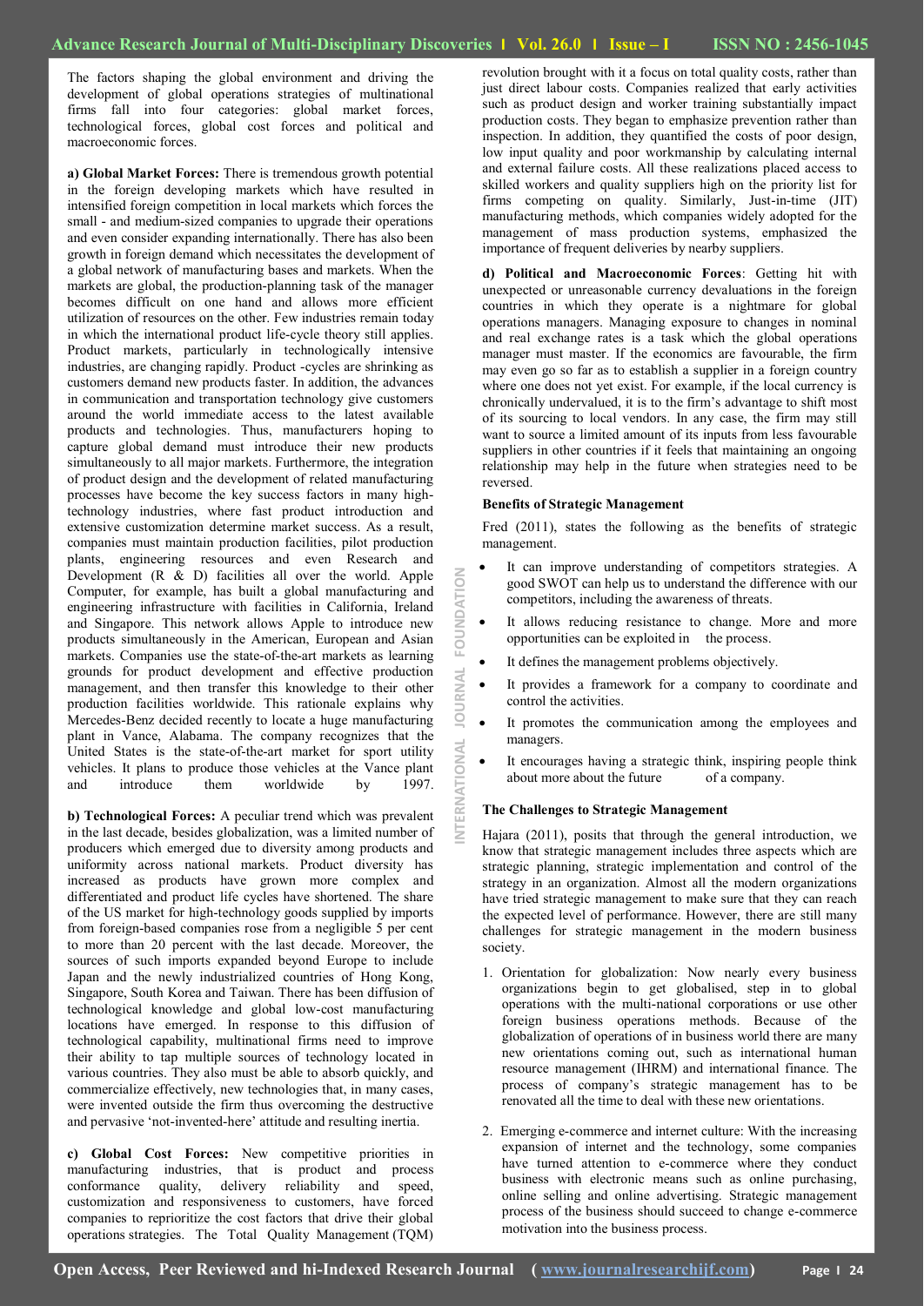The factors shaping the global environment and driving the development of global operations strategies of multinational firms fall into four categories: global market forces, technological forces, global cost forces and political and macroeconomic forces.

**a) Global Market Forces:** There is tremendous growth potential in the foreign developing markets which have resulted in intensified foreign competition in local markets which forces the small - and medium-sized companies to upgrade their operations and even consider expanding internationally. There has also been growth in foreign demand which necessitates the development of a global network of manufacturing bases and markets. When the markets are global, the production-planning task of the manager becomes difficult on one hand and allows more efficient utilization of resources on the other. Few industries remain today in which the international product life-cycle theory still applies. Product markets, particularly in technologically intensive industries, are changing rapidly. Product -cycles are shrinking as customers demand new products faster. In addition, the advances in communication and transportation technology give customers around the world immediate access to the latest available products and technologies. Thus, manufacturers hoping to capture global demand must introduce their new products simultaneously to all major markets. Furthermore, the integration of product design and the development of related manufacturing processes have become the key success factors in many high-technology industries, where fast product introduction and extensive customization determine market success. As a result, companies must maintain production facilities, pilot production plants, engineering resources and even Research and Development (R & D) facilities all over the world. Apple Computer, for example, has built a global manufacturing and engineering infrastructure with facilities in California, Ireland and Singapore. This network allows Apple to introduce new products simultaneously in the American, European and Asian markets. Companies use the state-of-the-art markets as learning grounds for product development and effective production management, and then transfer this knowledge to their other production facilities worldwide. This rationale explains why Mercedes-Benz decided recently to locate a huge manufacturing plant in Vance, Alabama. The company recognizes that the United States is the state-of-the-art market for sport utility vehicles. It plans to produce those vehicles at the Vance plant and introduce them worldwide by 1997.

**b) Technological Forces:** A peculiar trend which was prevalent in the last decade, besides globalization, was a limited number of producers which emerged due to diversity among products and uniformity across national markets. Product diversity has increased as products have grown more complex and differentiated and product life cycles have shortened. The share of the US market for high-technology goods supplied by imports from foreign-based companies rose from a negligible 5 per cent to more than 20 percent with the last decade. Moreover, the sources of such imports expanded beyond Europe to include Japan and the newly industrialized countries of Hong Kong, Singapore, South Korea and Taiwan. There has been diffusion of technological knowledge and global low-cost manufacturing locations have emerged. In response to this diffusion of technological capability, multinational firms need to improve their ability to tap multiple sources of technology located in various countries. They also must be able to absorb quickly, and commercialize effectively, new technologies that, in many cases, were invented outside the firm thus overcoming the destructive and pervasive 'not-invented-here' attitude and resulting inertia.

**c) Global Cost Forces:** New competitive priorities in manufacturing industries, that is product and process conformance quality, delivery reliability and speed, customization and responsiveness to customers, have forced companies to reprioritize the cost factors that drive their global operations strategies. The Total Quality Management (TQM) revolution brought with it a focus on total quality costs, rather than just direct labour costs. Companies realized that early activities such as product design and worker training substantially impact production costs. They began to emphasize prevention rather than inspection. In addition, they quantified the costs of poor design, low input quality and poor workmanship by calculating internal and external failure costs. All these realizations placed access to skilled workers and quality suppliers high on the priority list for firms competing on quality. Similarly, Just-in-time (JIT) manufacturing methods, which companies widely adopted for the management of mass production systems, emphasized the importance of frequent deliveries by nearby suppliers.

**d) Political and Macroeconomic Forces**: Getting hit with unexpected or unreasonable currency devaluations in the foreign countries in which they operate is a nightmare for global operations managers. Managing exposure to changes in nominal and real exchange rates is a task which the global operations manager must master. If the economics are favourable, the firm may even go so far as to establish a supplier in a foreign country where one does not yet exist. For example, if the local currency is chronically undervalued, it is to the firm's advantage to shift most of its sourcing to local vendors. In any case, the firm may still want to source a limited amount of its inputs from less favourable suppliers in other countries if it feels that maintaining an ongoing relationship may help in the future when strategies need to be reversed.

**Benefits of Strategic Management**

Fred (2011), states the following as the benefits of strategic management.

- It can improve understanding of competitors strategies. A good SWOT can help us to understand the difference with our competitors, including the awareness of threats.
- It allows reducing resistance to change. More and more opportunities can be exploited in the process.
- It defines the management problems objectively.
- It provides a framework for a company to coordinate and control the activities.
- It promotes the communication among the employees and managers.
- It encourages having a strategic think, inspiring people think about more about the future of a company.

**The Challenges to Strategic Management**

Hajara (2011), posits that through the general introduction, we know that strategic management includes three aspects which are strategic planning, strategic implementation and control of the strategy in an organization. Almost all the modern organizations have tried strategic management to make sure that they can reach the expected level of performance. However, there are still many challenges for strategic management in the modern business society.

1. Orientation for globalization: Now nearly every business organizations begin to get globalised, step in to global operations with the multi-national corporations or use other foreign business operations methods. Because of the globalization of operations of in business world there are many new orientations coming out, such as international human resource management (IHRM) and international finance. The process of company's strategic management has to be renovated all the time to deal with these new orientations.

2. Emerging e-commerce and internet culture: With the increasing expansion of internet and the technology, some companies have turned attention to e-commerce where they conduct business with electronic means such as online purchasing, online selling and online advertising. Strategic management process of the business should succeed to change e-commerce motivation into the business process.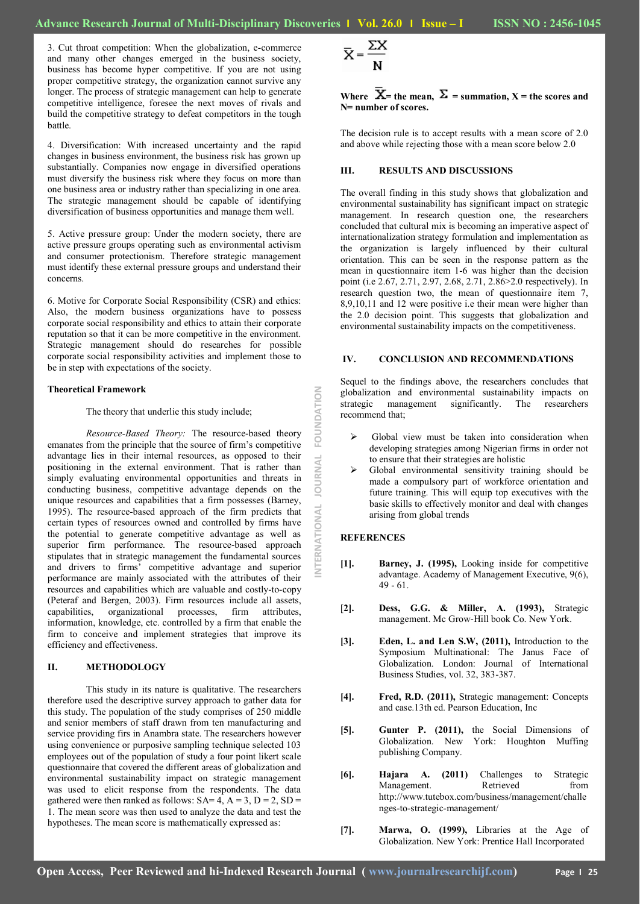3. Cut throat competition: When the globalization, e-commerce and many other changes emerged in the business society, business has become hyper competitive. If you are not using proper competitive strategy, the organization cannot survive any longer. The process of strategic management can help to generate competitive intelligence, foresee the next moves of rivals and build the competitive strategy to defeat competitors in the tough battle.

4. Diversification: With increased uncertainty and the rapid changes in business environment, the business risk has grown up substantially. Companies now engage in diversified operations must diversify the business risk where they focus on more than one business area or industry rather than specializing in one area. The strategic management should be capable of identifying diversification of business opportunities and manage them well.

5. Active pressure group: Under the modern society, there are active pressure groups operating such as environmental activism and consumer protectionism. Therefore strategic management must identify these external pressure groups and understand their concerns.

6. Motive for Corporate Social Responsibility (CSR) and ethics: Also, the modern business organizations have to possess corporate social responsibility and ethics to attain their corporate reputation so that it can be more competitive in the environment. Strategic management should do researches for possible corporate social responsibility activities and implement those to be in step with expectations of the society.

**Theoretical Framework**

The theory that underlie this study include;

*Resource-Based Theory:* The resource-based theory emanates from the principle that the source of firm's competitive advantage lies in their internal resources, as opposed to their positioning in the external environment. That is rather than simply evaluating environmental opportunities and threats in conducting business, competitive advantage depends on the unique resources and capabilities that a firm possesses (Barney, 1995). The resource-based approach of the firm predicts that certain types of resources owned and controlled by firms have the potential to generate competitive advantage as well as superior firm performance. The resource-based approach stipulates that in strategic management the fundamental sources and drivers to firms' competitive advantage and superior performance are mainly associated with the attributes of their resources and capabilities which are valuable and costly-to-copy (Peteraf and Bergen, 2003). Firm resources include all assets, capabilities, organizational processes, firm attributes, information, knowledge, etc. controlled by a firm that enable the firm to conceive and implement strategies that improve its efficiency and effectiveness.

## II. METHODOLOGY

This study in its nature is qualitative. The researchers therefore used the descriptive survey approach to gather data for this study. The population of the study comprises of 250 middle and senior members of staff drawn from ten manufacturing and service providing firs in Anambra state. The researchers however using convenience or purposive sampling technique selected 103 employees out of the population of study a four point likert scale questionnaire that covered the different areas of globalization and environmental sustainability impact on strategic management was used to elicit response from the respondents. The data gathered were then ranked as follows: SA= 4, A = 3, D = 2, SD = 1. The mean score was then used to analyze the data and test the hypotheses. The mean score is mathematically expressed as:

$$\bar{X} = \frac{\Sigma X}{N}$$

**Where $\bar{X}$= the mean, $\Sigma$ = summation, X = the scores and N= number of scores.**

The decision rule is to accept results with a mean score of 2.0 and above while rejecting those with a mean score below 2.0

## III. RESULTS AND DISCUSSIONS

The overall finding in this study shows that globalization and environmental sustainability has significant impact on strategic management. In research question one, the researchers concluded that cultural mix is becoming an imperative aspect of internationalization strategy formulation and implementation as the organization is largely influenced by their cultural orientation. This can be seen in the response pattern as the mean in questionnaire item 1-6 was higher than the decision point (i.e 2.67, 2.71, 2.97, 2.68, 2.71, 2.86>2.0 respectively). In research question two, the mean of questionnaire item 7, 8,9,10,11 and 12 were positive i.e their mean were higher than the 2.0 decision point. This suggests that globalization and environmental sustainability impacts on the competitiveness.

## IV. CONCLUSION AND RECOMMENDATIONS

Sequel to the findings above, the researchers concludes that globalization and environmental sustainability impacts on strategic management significantly. The researchers recommend that;

- Global view must be taken into consideration when developing strategies among Nigerian firms in order not to ensure that their strategies are holistic
- Global environmental sensitivity training should be made a compulsory part of workforce orientation and future training. This will equip top executives with the basic skills to effectively monitor and deal with changes arising from global trends

## REFERENCES

[1]. **Barney, J. (1995),** Looking inside for competitive advantage. Academy of Management Executive, 9(6), 49 - 61.

[2]. **Dess, G.G. & Miller, A. (1993),** Strategic management. Mc Grow-Hill book Co. New York.

[3]. **Eden, L. and Len S.W, (2011),** Introduction to the Symposium Multinational: The Janus Face of Globalization. London: Journal of International Business Studies, vol. 32, 383-387.

[4]. **Fred, R.D. (2011),** Strategic management: Concepts and case.13th ed. Pearson Education, Inc

[5]. **Gunter P. (2011),** the Social Dimensions of Globalization. New York: Houghton Muffing publishing Company.

[6]. **Hajara A. (2011)** Challenges to Strategic Management. Retrieved from http://www.tutebox.com/business/management/challenges-to-strategic-management/

[7]. **Marwa, O. (1999),** Libraries at the Age of Globalization. New York: Prentice Hall Incorporated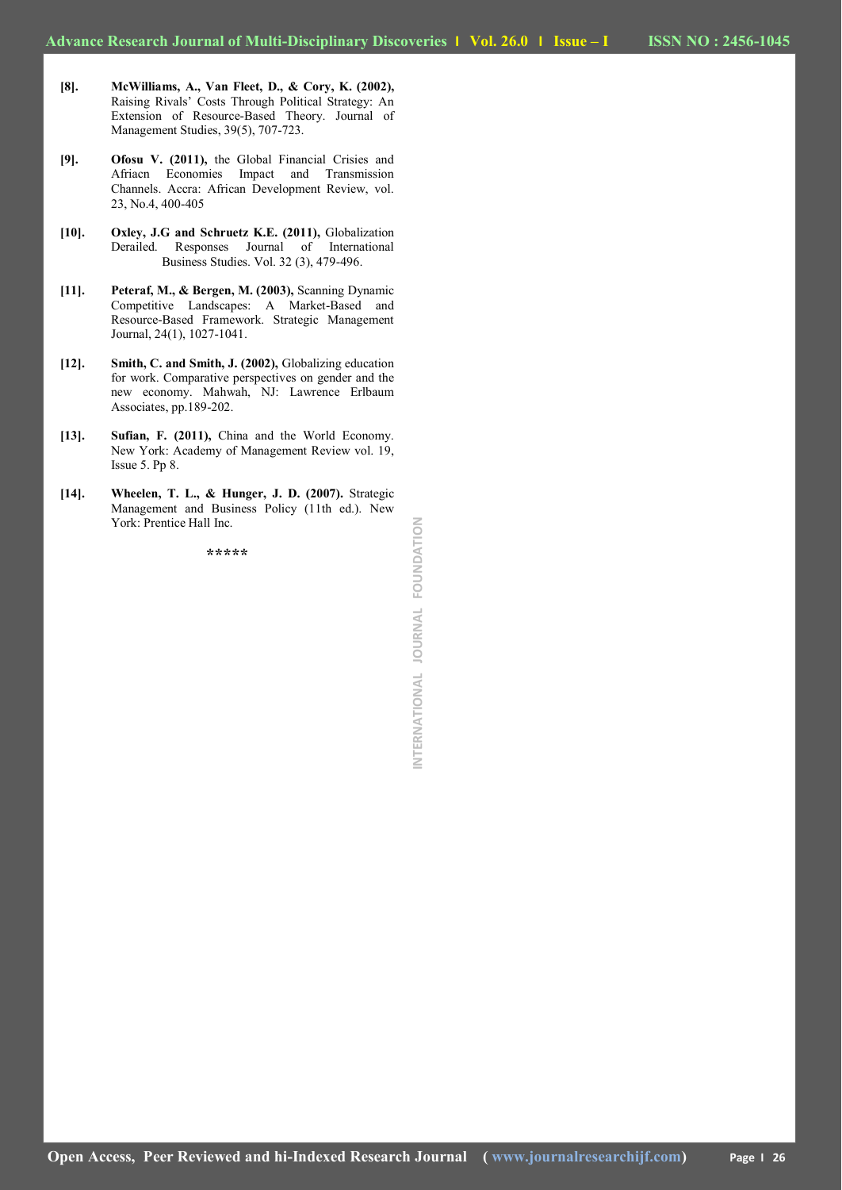[8]. **McWilliams, A., Van Fleet, D., & Cory, K. (2002),** Raising Rivals' Costs Through Political Strategy: An Extension of Resource-Based Theory. Journal of Management Studies, 39(5), 707-723.

[9]. **Ofosu V. (2011),** the Global Financial Crisies and Afriacn Economies Impact and Transmission Channels. Accra: African Development Review, vol. 23, No.4, 400-405

[10]. **Oxley, J.G and Schruetz K.E. (2011),** Globalization Derailed. Responses Journal of International Business Studies. Vol. 32 (3), 479-496.

[11]. **Peteraf, M., & Bergen, M. (2003),** Scanning Dynamic Competitive Landscapes: A Market-Based and Resource-Based Framework. Strategic Management Journal, 24(1), 1027-1041.

[12]. **Smith, C. and Smith, J. (2002),** Globalizing education for work. Comparative perspectives on gender and the new economy. Mahwah, NJ: Lawrence Erlbaum Associates, pp.189-202.

[13]. **Sufian, F. (2011),** China and the World Economy. New York: Academy of Management Review vol. 19, Issue 5. Pp 8.

[14]. **Wheelen, T. L., & Hunger, J. D. (2007).** Strategic Management and Business Policy (11th ed.). New York: Prentice Hall Inc.

*****